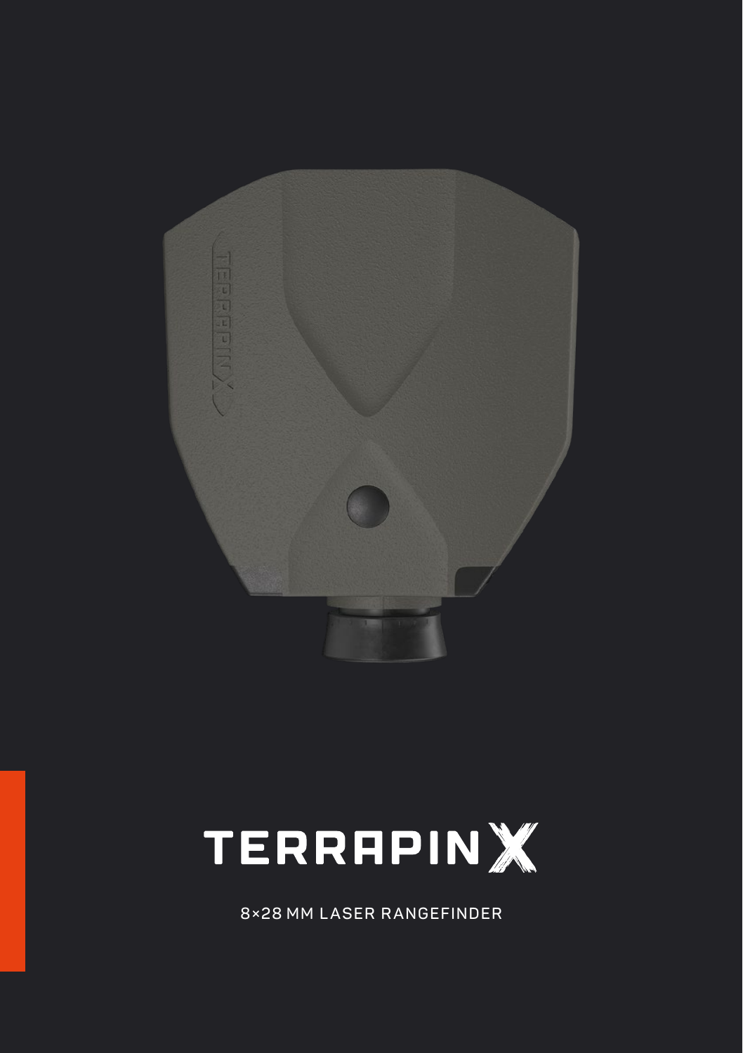# TERRAPIN X

8×28 MM LASER RANGEFINDER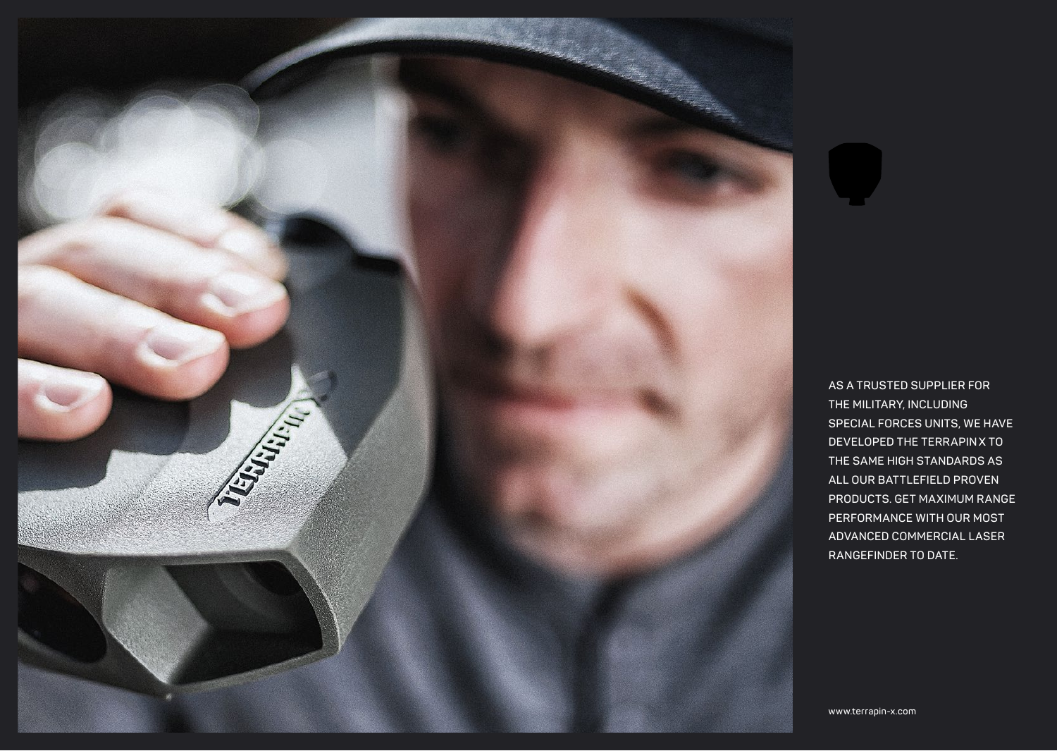AS A TRUSTED SUPPLIER FOR THE MILITARY, INCLUDING SPECIAL FORCES UNITS, WE HAVE DEVELOPED THE TERRAPIN X TO THE SAME HIGH STANDARDS AS ALL OUR BATTLEFIELD PROVEN PRODUCTS. GET MAXIMUM RANGE PERFORMANCE WITH OUR MOST ADVANCED COMMERCIAL LASER RANGEFINDER TO DATE.

www.terrapin-x.com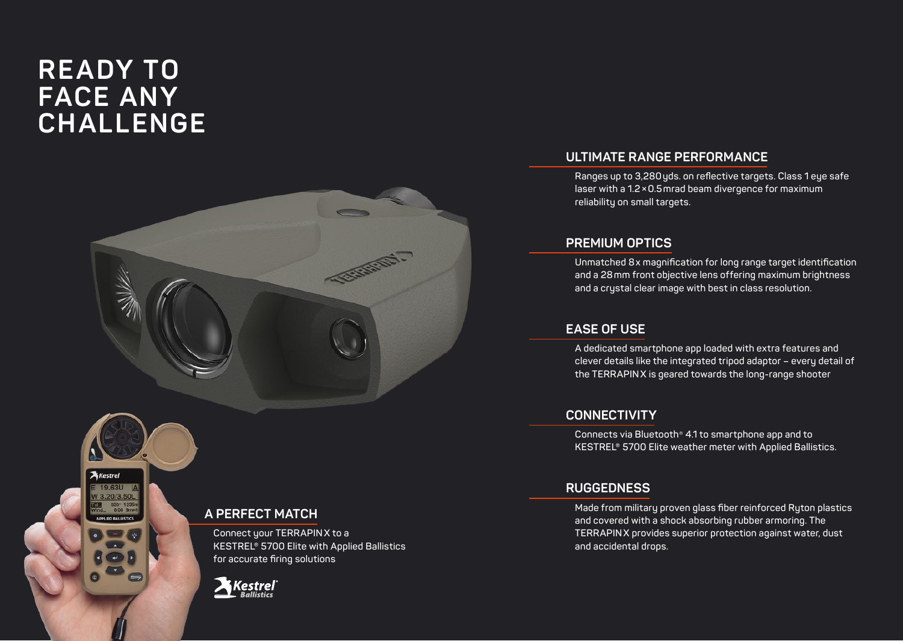# READY TO FACE ANY CHALLENGE

## ULTIMATE RANGE PERFORMANCE

Ranges up to 3,280 yds. on reflective targets. Class 1 eye safe laser with a 1.2 × 0.5 mrad beam divergence for maximum reliability on small targets.

## PREMIUM OPTICS

Unmatched 8x magnification for long range target identification and a 28 mm front objective lens offering maximum brightness and a crystal clear image with best in class resolution.

## EASE OF USE

A dedicated smartphone app loaded with extra features and clever details like the integrated tripod adaptor – every detail of the TERRAPIN X is geared towards the long-range shooter

## CONNECTIVITY

Connects via Bluetooth® 4.1 to smartphone app and to KESTREL® 5700 Elite weather meter with Applied Ballistics.

## RUGGEDNESS

Made from military proven glass fiber reinforced Ryton plastics and covered with a shock absorbing rubber armoring. The TERRAPIN X provides superior protection against water, dust and accidental drops.

## A PERFECT MATCH

Connect your TERRAPIN X to a KESTREL® 5700 Elite with Applied Ballistics for accurate firing solutions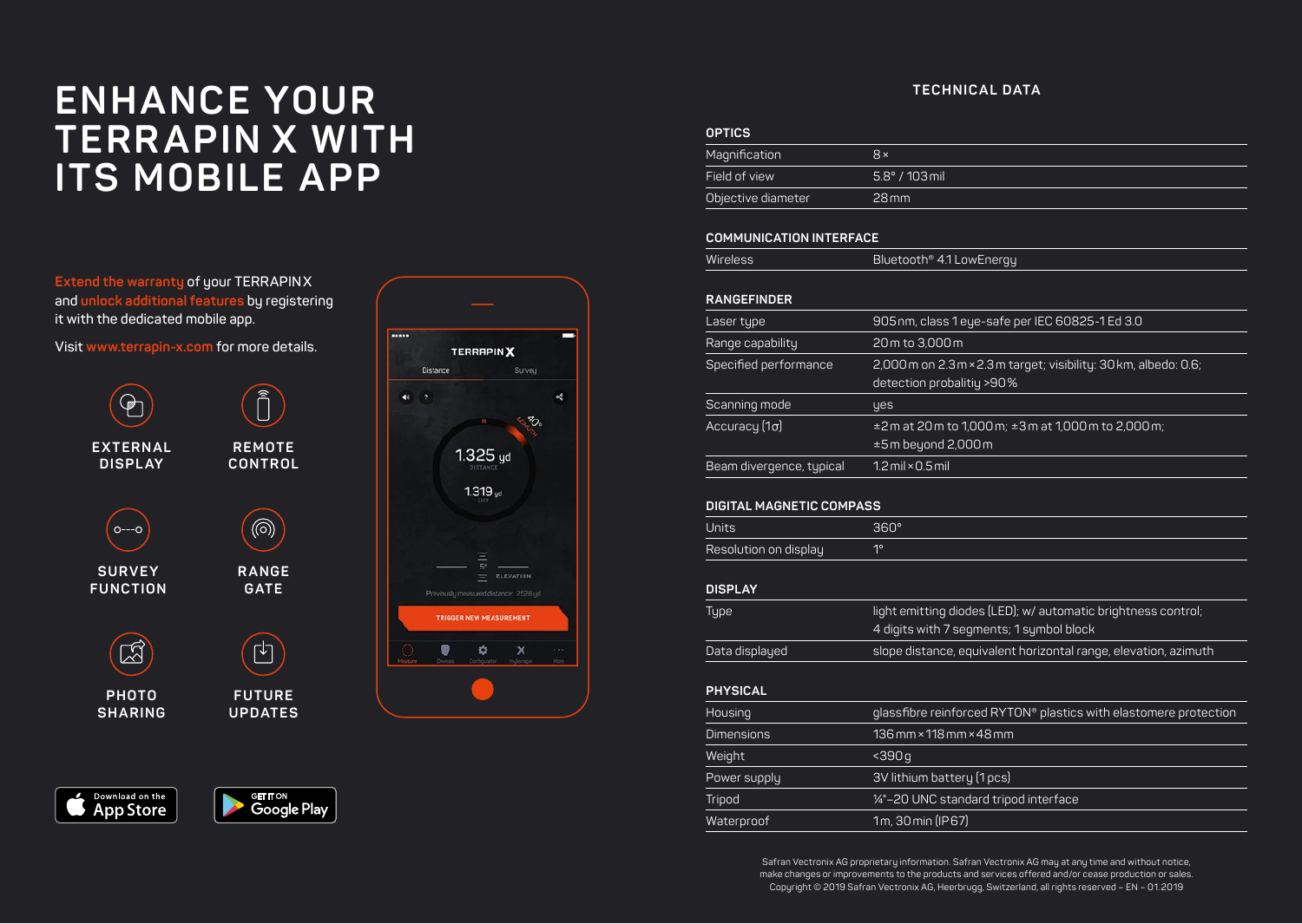# ENHANCE YOUR TERRAPIN X WITH ITS MOBILE APP

**Extend the warranty** of your TERRAPIN X and **unlock additional features** by registering it with the dedicated mobile app.

Visit www.terrapin-x.com for more details.

- EXTERNAL DISPLAY
- REMOTE CONTROL
- SURVEY FUNCTION
- RANGE GATE
- PHOTO SHARING
- FUTURE UPDATES

Download on the App Store

GET IT ON Google Play

## TECHNICAL DATA

### OPTICS

| | |
|---|---|
| Magnification | 8× |
| Field of view | 5.8° / 103 mil |
| Objective diameter | 28 mm |

### COMMUNICATION INTERFACE

| | |
|---|---|
| Wireless | Bluetooth® 4.1 LowEnergy |

### RANGEFINDER

| | |
|---|---|
| Laser type | 905 nm, class 1 eye-safe per IEC 60825-1 Ed 3.0 |
| Range capability | 20 m to 3,000 m |
| Specified performance | 2,000 m on 2.3 m × 2.3 m target; visibility: 30 km, albedo: 0.6; detection probality >90 % |
| Scanning mode | yes |
| Accuracy (1σ) | ±2 m at 20 m to 1,000 m; ±3 m at 1,000 m to 2,000 m; ±5 m beyond 2,000 m |
| Beam divergence, typical | 1.2 mil × 0.5 mil |

### DIGITAL MAGNETIC COMPASS

| | |
|---|---|
| Units | 360° |
| Resolution on display | 1° |

### DISPLAY

| | |
|---|---|
| Type | light emitting diodes (LED); w/ automatic brightness control; 4 digits with 7 segments; 1 symbol block |
| Data displayed | slope distance, equivalent horizontal range, elevation, azimuth |

### PHYSICAL

| | |
|---|---|
| Housing | glassfibre reinforced RYTON® plastics with elastomere protection |
| Dimensions | 136 mm × 118 mm × 48 mm |
| Weight | <390 g |
| Power supply | 3V lithium battery (1 pcs) |
| Tripod | ¼"–20 UNC standard tripod interface |
| Waterproof | 1 m, 30 min (IP67) |

Safran Vectronix AG proprietary information. Safran Vectronix AG may at any time and without notice, make changes or improvements to the products and services offered and/or cease production or sales. Copyright © 2019 Safran Vectronix AG, Heerbrugg, Switzerland, all rights reserved – EN – 01.2019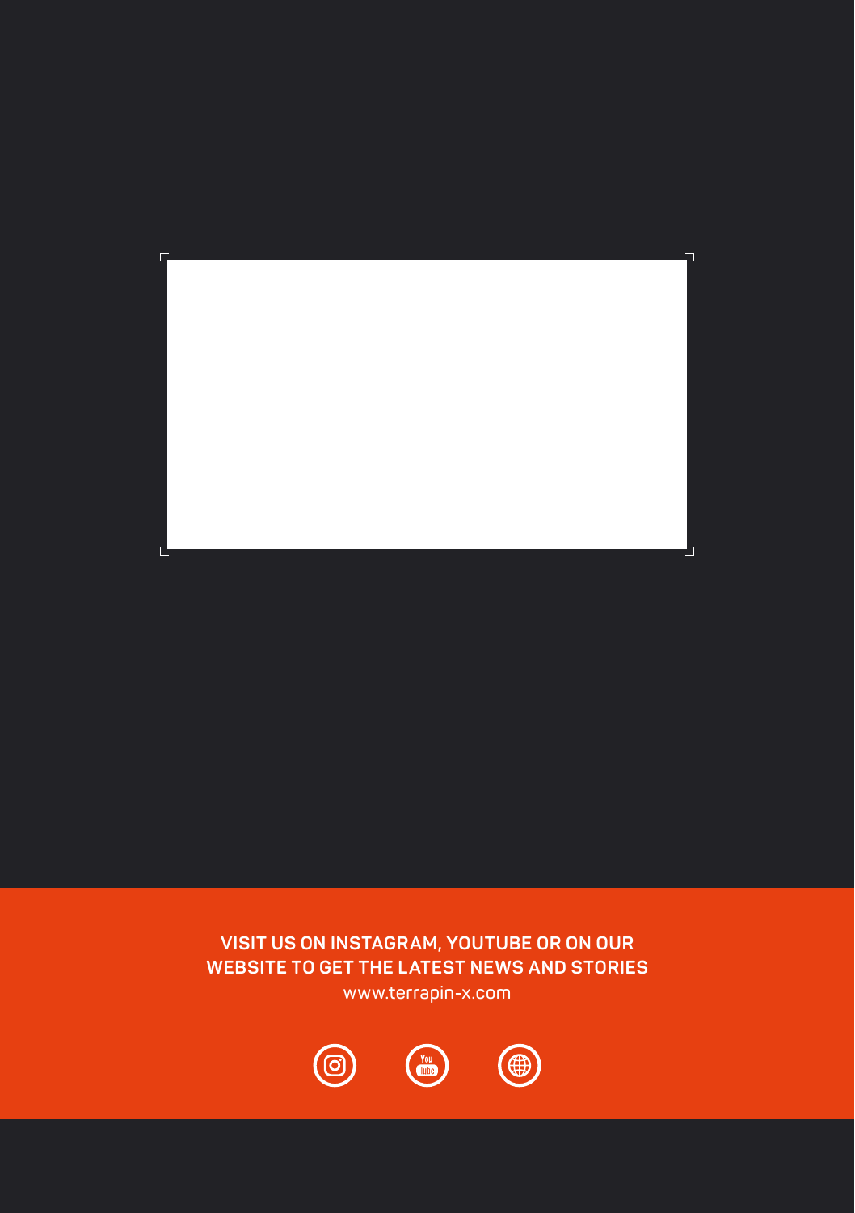VISIT US ON INSTAGRAM, YOUTUBE OR ON OUR WEBSITE TO GET THE LATEST NEWS AND STORIES

www.terrapin-x.com